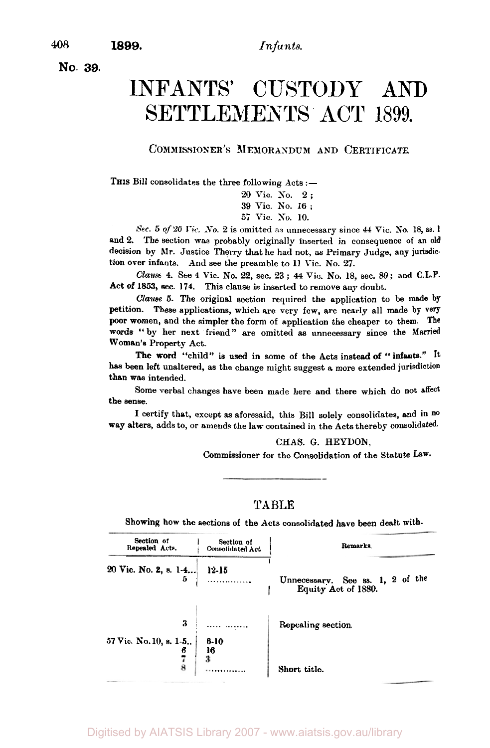**No. 39.**

# INFANTS' CUSTODY AND SETTLEMENTS ACT 1899.

COMMISSIONER'S MEMORANDUM AND CERTIFICATE.

THIS Bill consolidates the three following Acts:—

20 Vic. No. 2;
39 Vic. No. 16;
57 Vic. No. 10.

*Sec. 5 of 20 Vic. No.* 2 is omitted as unnecessary since 44 Vic. No. 18, ss. 1 and 2. The section was probably originally inserted in consequence of an old decision by Mr. Justice Therry that he had not, as Primary Judge, any jurisdiction over infants. And see the preamble to 11 Vic. No. 27.

*Clause* 4. See 4 Vic. No. 22, sec. 23; 44 Vic. No. 18, sec. 80; and C.L.P. Act of 1853, sec. 174. This clause is inserted to remove any doubt.

*Clause* 5. The original section required the application to be made by petition. These applications, which are very few, are nearly all made by very poor women, and the simpler the form of application the cheaper to them. The words "by her next friend" are omitted as unnecessary since the Married Woman's Property Act.

The word "child" is used in some of the Acts instead of "infants." It has been left unaltered, as the change might suggest a more extended jurisdiction than was intended.

Some verbal changes have been made here and there which do not affect the sense.

I certify that, except as aforesaid, this Bill solely consolidates, and in no way alters, adds to, or amends the law contained in the Acts thereby consolidated.

CHAS. G. HEYDON,
Commissioner for the Consolidation of the Statute Law.

## TABLE

Showing how the sections of the Acts consolidated have been dealt with.

| Section of Repealed Acts. | Section of Consolidated Act | Remarks. |
|---|---|---|
| 20 Vic. No. 2, s. 1-4 | 12-15 | |
| 5 | .............. | Unnecessary. See ss. 1, 2 of the Equity Act of 1880. |
| 3 | ..... ........ | Repealing section. |
| 57 Vic. No. 10, s. 1-5 | 6-10 | |
| 6 | 16 | |
| 7 | 3 | |
| 8 | .............. | Short title. |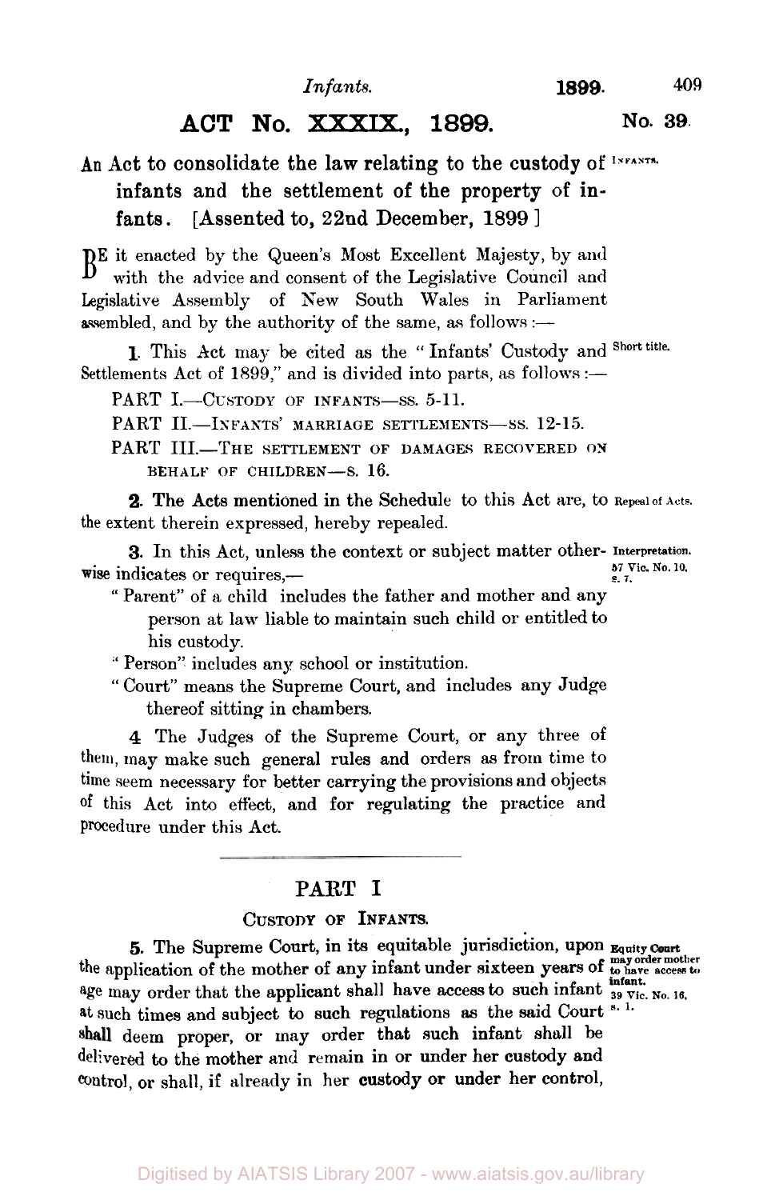# ACT No. XXXIX., 1899.

## An Act to consolidate the law relating to the custody of infants and the settlement of the property of infants. [Assented to, 22nd December, 1899]

BE it enacted by the Queen's Most Excellent Majesty, by and with the advice and consent of the Legislative Council and Legislative Assembly of New South Wales in Parliament assembled, and by the authority of the same, as follows:—

**1.** This Act may be cited as the "Infants' Custody and Settlements Act of 1899," and is divided into parts, as follows:—

PART I.—CUSTODY OF INFANTS—ss. 5-11.

PART II.—INFANTS' MARRIAGE SETTLEMENTS—ss. 12-15.

PART III.—THE SETTLEMENT OF DAMAGES RECOVERED ON BEHALF OF CHILDREN—s. 16.

*Short title.*

**2.** The Acts mentioned in the Schedule to this Act are, to the extent therein expressed, hereby repealed.

*Repeal of Acts.*

**3.** In this Act, unless the context or subject matter otherwise indicates or requires,—

*Interpretation. 57 Vic. No. 10, s. 7.*

"Parent" of a child includes the father and mother and any person at law liable to maintain such child or entitled to his custody.

"Person" includes any school or institution.

"Court" means the Supreme Court, and includes any Judge thereof sitting in chambers.

**4** The Judges of the Supreme Court, or any three of them, may make such general rules and orders as from time to time seem necessary for better carrying the provisions and objects of this Act into effect, and for regulating the practice and procedure under this Act.

## PART I

### CUSTODY OF INFANTS.

**5.** The Supreme Court, in its equitable jurisdiction, upon the application of the mother of any infant under sixteen years of age may order that the applicant shall have access to such infant at such times and subject to such regulations as the said Court shall deem proper, or may order that such infant shall be delivered to the mother and remain in or under her custody and control, or shall, if already in her custody or under her control,

*Equity Court may order mother to have access to infant. 39 Vic. No. 16, s. 1.*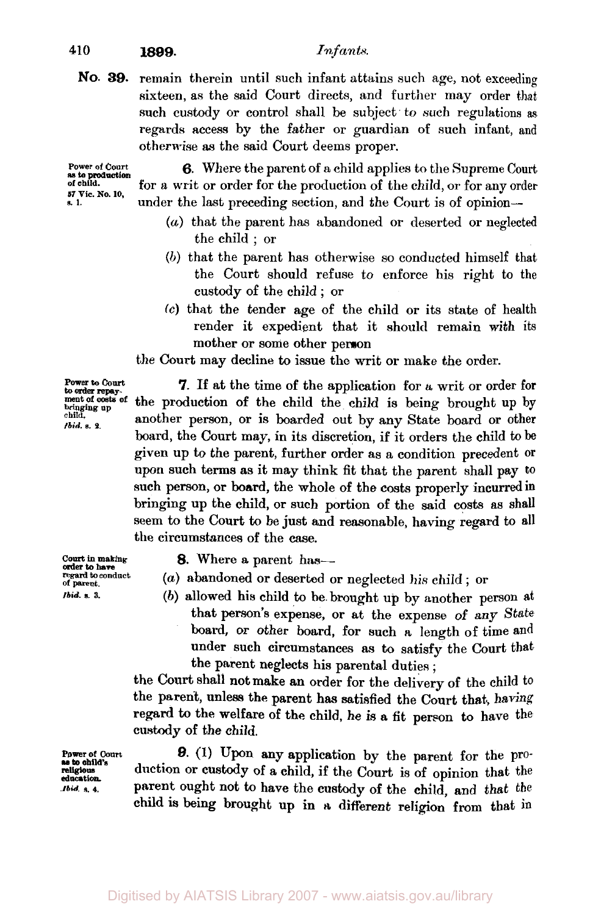**No. 39.** remain therein until such infant attains such age, not exceeding sixteen, as the said Court directs, and further may order that such custody or control shall be subject to such regulations as regards access by the father or guardian of such infant, and otherwise as the said Court deems proper.

*Power of Court as to production of child. 57 Vic. No. 10, s. 1.*

**6.** Where the parent of a child applies to the Supreme Court for a writ or order for the production of the child, or for any order under the last preceding section, and the Court is of opinion—

(*a*) that the parent has abandoned or deserted or neglected the child ; or

(*b*) that the parent has otherwise so conducted himself that the Court should refuse to enforce his right to the custody of the child ; or

(*c*) that the tender age of the child or its state of health render it expedient that it should remain with its mother or some other person

the Court may decline to issue the writ or make the order.

*Power to Court to order repayment of costs of bringing up child. Ibid. s. 2.*

**7.** If at the time of the application for a writ or order for the production of the child the child is being brought up by another person, or is boarded out by any State board or other board, the Court may, in its discretion, if it orders the child to be given up to the parent, further order as a condition precedent or upon such terms as it may think fit that the parent shall pay to such person, or board, the whole of the costs properly incurred in bringing up the child, or such portion of the said costs as shall seem to the Court to be just and reasonable, having regard to all the circumstances of the case.

*Court in making order to have regard to conduct of parent. Ibid. s. 3.*

**8.** Where a parent has—

(*a*) abandoned or deserted or neglected his child ; or

(*b*) allowed his child to be brought up by another person at that person's expense, or at the expense of any State board, or other board, for such a length of time and under such circumstances as to satisfy the Court that the parent neglects his parental duties ;

the Court shall not make an order for the delivery of the child to the parent, unless the parent has satisfied the Court that, having regard to the welfare of the child, he is a fit person to have the custody of the child.

*Power of Court as to child's religious education. Ibid. s. 4.*

**9.** (1) Upon any application by the parent for the production or custody of a child, if the Court is of opinion that the parent ought not to have the custody of the child, and that the child is being brought up in a different religion from that in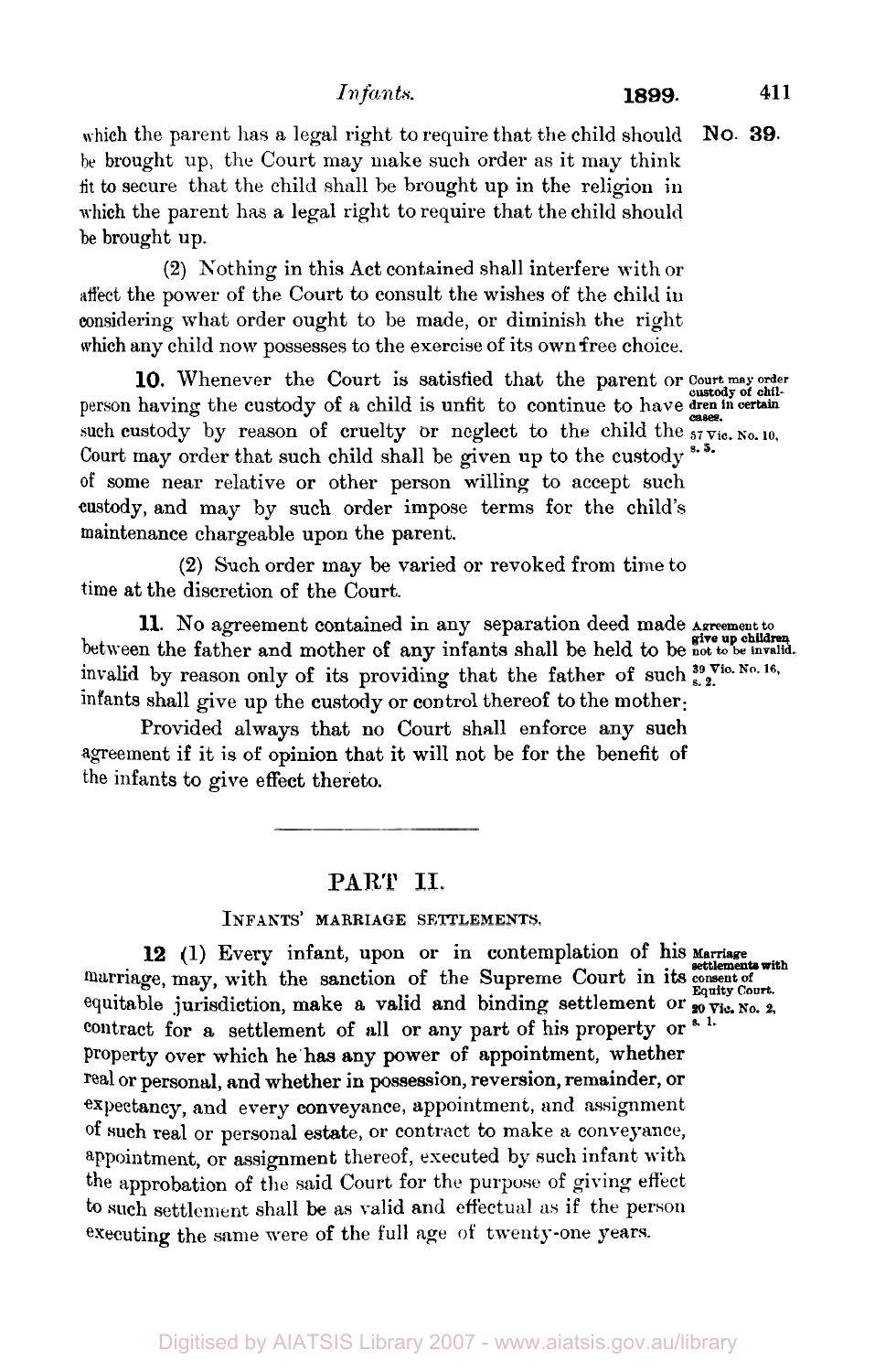which the parent has a legal right to require that the child should be brought up, the Court may make such order as it may think fit to secure that the child shall be brought up in the religion in which the parent has a legal right to require that the child should be brought up.

(2) Nothing in this Act contained shall interfere with or affect the power of the Court to consult the wishes of the child in considering what order ought to be made, or diminish the right which any child now possesses to the exercise of its own free choice.

**10.** Whenever the Court is satisfied that the parent or person having the custody of a child is unfit to continue to have such custody by reason of cruelty or neglect to the child the Court may order that such child shall be given up to the custody of some near relative or other person willing to accept such custody, and may by such order impose terms for the child's maintenance chargeable upon the parent.

*Court may order custody of children in certain cases. 57 Vic. No. 10, s. 5.*

(2) Such order may be varied or revoked from time to time at the discretion of the Court.

**11.** No agreement contained in any separation deed made between the father and mother of any infants shall be held to be invalid by reason only of its providing that the father of such infants shall give up the custody or control thereof to the mother:

*Agreement to give up children not to be invalid. 39 Vic. No. 16, s. 2.*

Provided always that no Court shall enforce any such agreement if it is of opinion that it will not be for the benefit of the infants to give effect thereto.

---

## PART II.

### INFANTS' MARRIAGE SETTLEMENTS.

**12** (1) Every infant, upon or in contemplation of his marriage, may, with the sanction of the Supreme Court in its equitable jurisdiction, make a valid and binding settlement or contract for a settlement of all or any part of his property or property over which he has any power of appointment, whether real or personal, and whether in possession, reversion, remainder, or expectancy, and every conveyance, appointment, and assignment of such real or personal estate, or contract to make a conveyance, appointment, or assignment thereof, executed by such infant with the approbation of the said Court for the purpose of giving effect to such settlement shall be as valid and effectual as if the person executing the same were of the full age of twenty-one years.

*Marriage settlements with consent of Equity Court. 20 Vic. No. 2, s. 1.*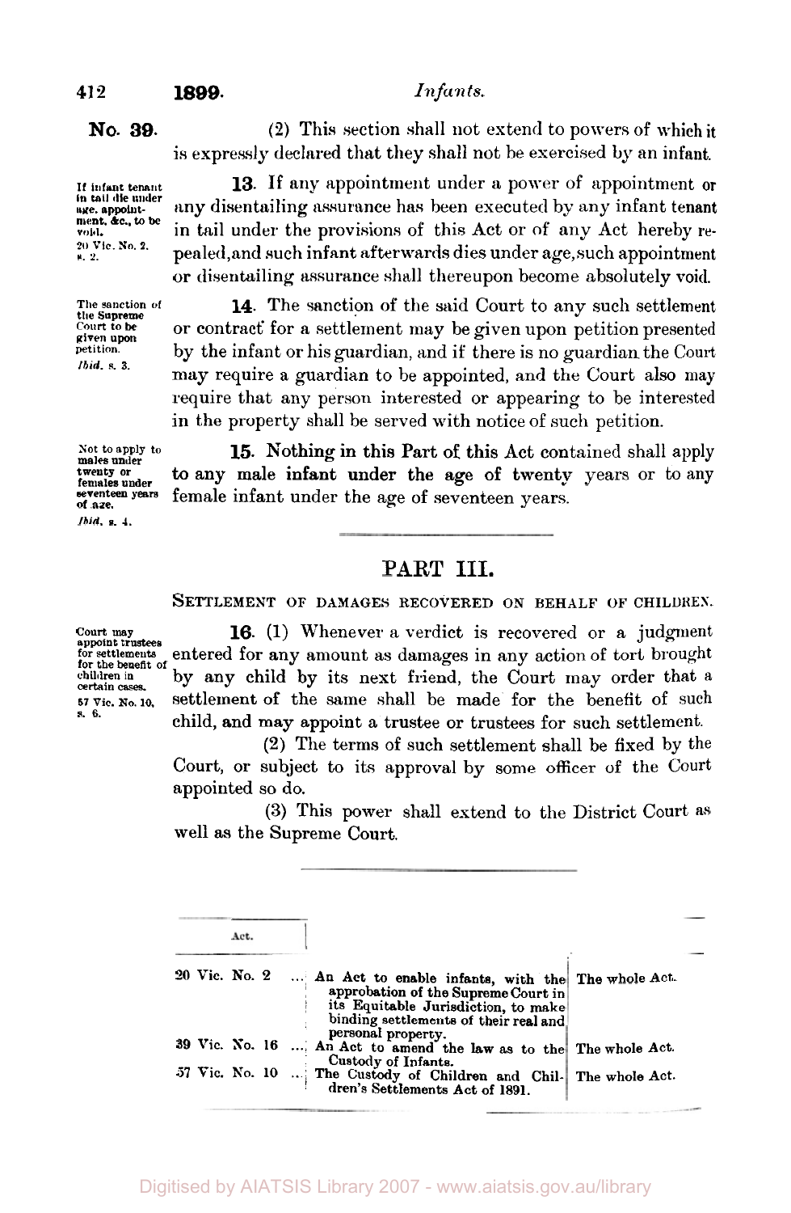**No. 39.**

(2) This section shall not extend to powers of which it is expressly declared that they shall not be exercised by an infant.

*If infant tenant in tail die under age, appointment, &c., to be void. 20 Vic. No. 2. s. 2.*

**13.** If any appointment under a power of appointment or any disentailing assurance has been executed by any infant tenant in tail under the provisions of this Act or of any Act hereby repealed, and such infant afterwards dies under age, such appointment or disentailing assurance shall thereupon become absolutely void.

*The sanction of the Supreme Court to be given upon petition. Ibid. s. 3.*

**14.** The sanction of the said Court to any such settlement or contract for a settlement may be given upon petition presented by the infant or his guardian, and if there is no guardian the Court may require a guardian to be appointed, and the Court also may require that any person interested or appearing to be interested in the property shall be served with notice of such petition.

*Not to apply to males under twenty or females under seventeen years of age. Ibid. s. 4.*

**15.** Nothing in this Part of this Act contained shall apply to any male infant under the age of twenty years or to any female infant under the age of seventeen years.

## PART III.

SETTLEMENT OF DAMAGES RECOVERED ON BEHALF OF CHILDREN.

*Court may appoint trustees for settlements for the benefit of children in certain cases. 57 Vic. No. 10, s. 6.*

**16.** (1) Whenever a verdict is recovered or a judgment entered for any amount as damages in any action of tort brought by any child by its next friend, the Court may order that a settlement of the same shall be made for the benefit of such child, and may appoint a trustee or trustees for such settlement.

(2) The terms of such settlement shall be fixed by the Court, or subject to its approval by some officer of the Court appointed so do.

(3) This power shall extend to the District Court as well as the Supreme Court.

| Act. | | |
|---|---|---|
| 20 Vic. No. 2 | ... An Act to enable infants, with the approbation of the Supreme Court in its Equitable Jurisdiction, to make binding settlements of their real and personal property. | The whole Act. |
| 39 Vic. No. 16 | ... An Act to amend the law as to the Custody of Infants. | The whole Act. |
| 57 Vic. No. 10 | ... The Custody of Children and Children's Settlements Act of 1891. | The whole Act. |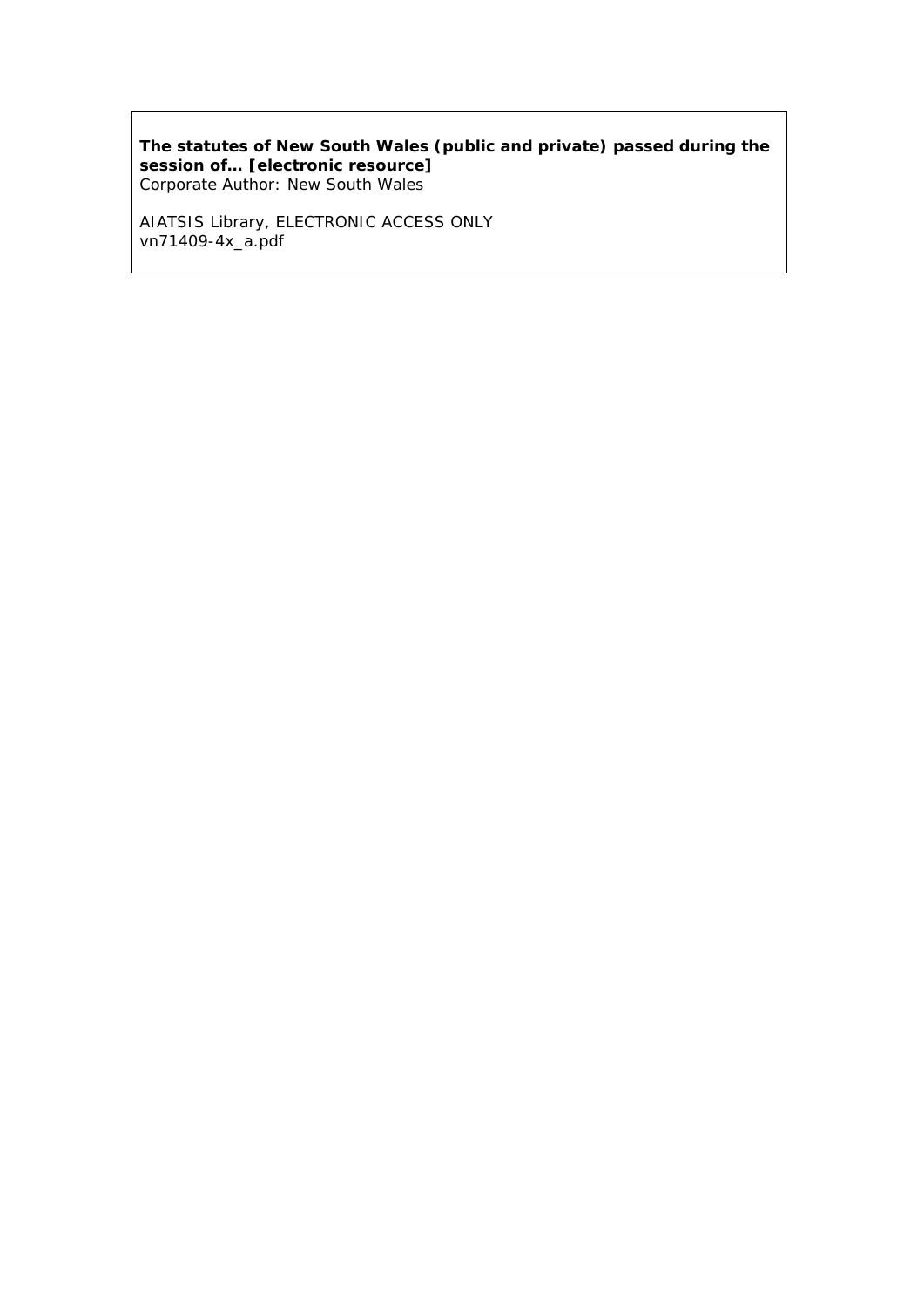**The statutes of New South Wales (public and private) passed during the session of… [electronic resource]**
Corporate Author: New South Wales

AIATSIS Library, ELECTRONIC ACCESS ONLY
vn71409-4x_a.pdf